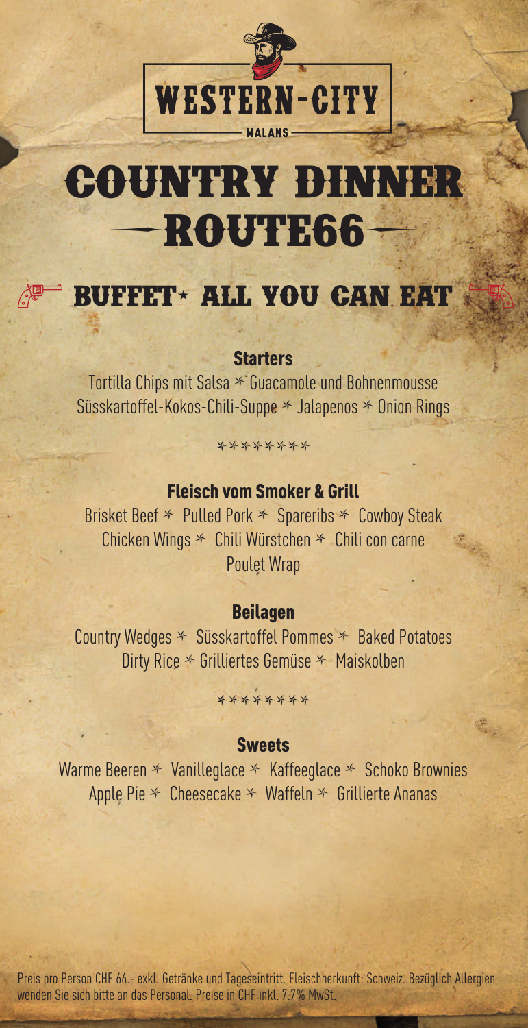# WESTERN-CITY

MALANS

# COUNTRY DINNER
# — ROUTE66 —

## BUFFET ★ ALL YOU CAN EAT

### Starters

Tortilla Chips mit Salsa * Guacamole und Bohnenmousse
Süsskartoffel-Kokos-Chili-Suppe * Jalapenos * Onion Rings

********

### Fleisch vom Smoker & Grill

Brisket Beef * Pulled Pork * Spareribs * Cowboy Steak
Chicken Wings * Chili Würstchen * Chili con carne
Poulet Wrap

### Beilagen

Country Wedges * Süsskartoffel Pommes * Baked Potatoes
Dirty Rice * Grilliertes Gemüse * Maiskolben

********

### Sweets

Warme Beeren * Vanilleglace * Kaffeeglace * Schoko Brownies
Apple Pie * Cheesecake * Waffeln * Grillierte Ananas

Preis pro Person CHF 66.- exkl. Getränke und Tageseintritt. Fleischherkunft: Schweiz. Bezüglich Allergien wenden Sie sich bitte an das Personal. Preise in CHF inkl. 7.7% MwSt.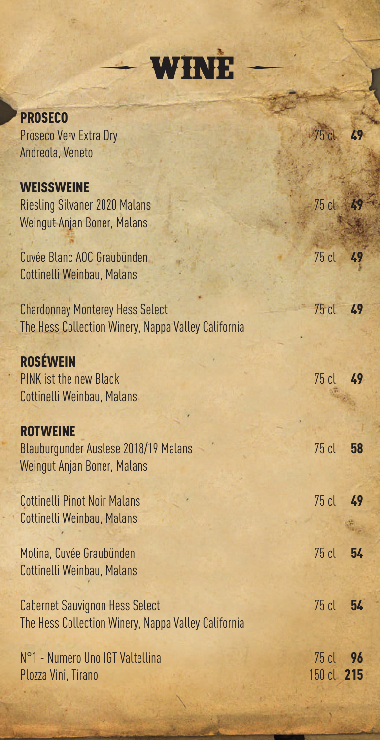# WINE

## PROSECO

| | | |
|---|---|---|
| Proseco Verv Extra Dry<br>Andreola, Veneto | 75 cl | 49 |

## WEISSWEINE

| | | |
|---|---|---|
| Riesling Silvaner 2020 Malans<br>Weingut Anjan Boner, Malans | 75 cl | 49 |
| Cuvée Blanc AOC Graubünden<br>Cottinelli Weinbau, Malans | 75 cl | 49 |
| Chardonnay Monterey Hess Select<br>The Hess Collection Winery, Nappa Valley California | 75 cl | 49 |

## ROSÉWEIN

| | | |
|---|---|---|
| PINK ist the new Black<br>Cottinelli Weinbau, Malans | 75 cl | 49 |

## ROTWEINE

| | | |
|---|---|---|
| Blauburgunder Auslese 2018/19 Malans<br>Weingut Anjan Boner, Malans | 75 cl | 58 |
| Cottinelli Pinot Noir Malans<br>Cottinelli Weinbau, Malans | 75 cl | 49 |
| Molina, Cuvée Graubünden<br>Cottinelli Weinbau, Malans | 75 cl | 54 |
| Cabernet Sauvignon Hess Select<br>The Hess Collection Winery, Nappa Valley California | 75 cl | 54 |
| N°1 - Numero Uno IGT Valtellina<br>Plozza Vini, Tirano | 75 cl<br>150 cl | 96<br>215 |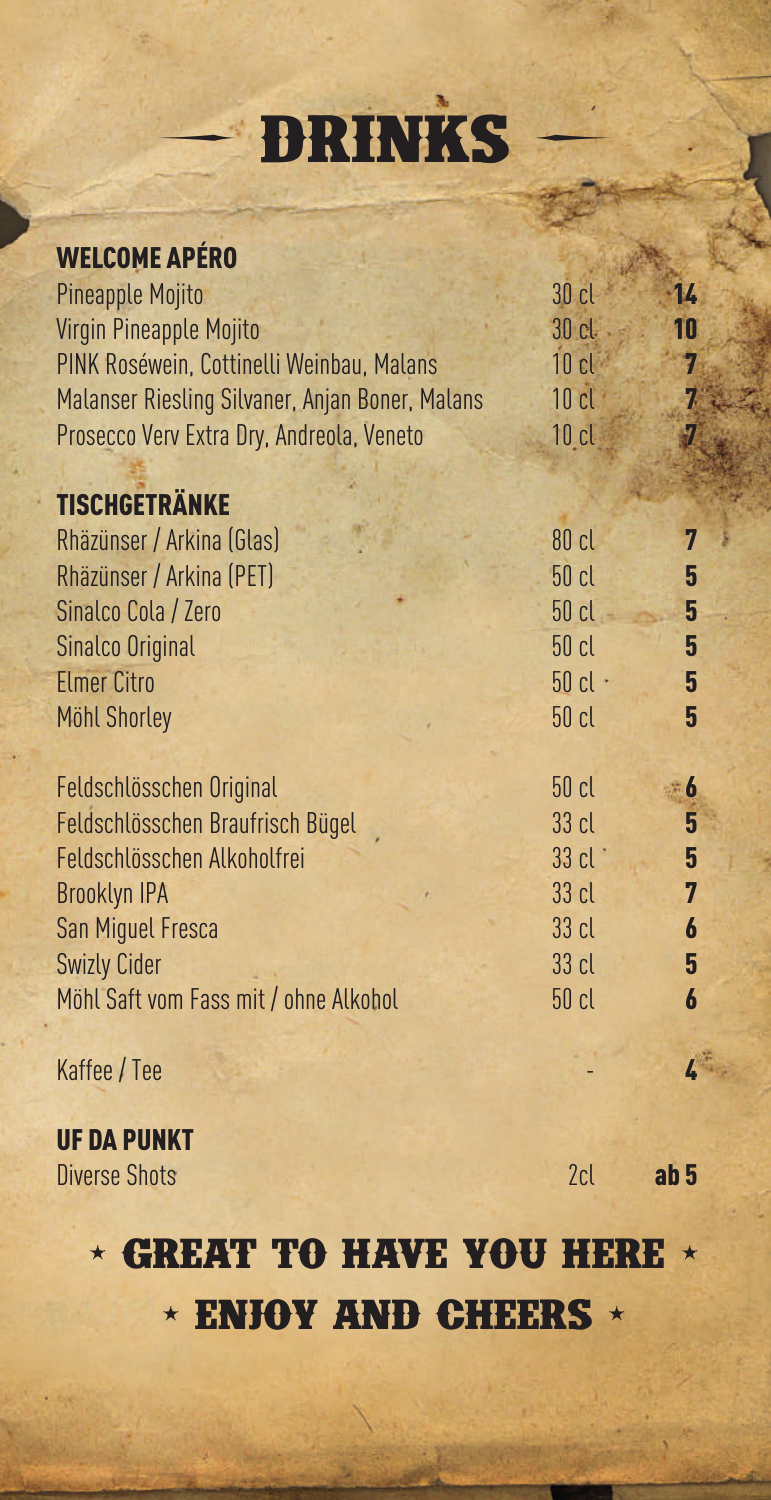# — DRINKS —

## WELCOME APÉRO

| | | |
|---|---|---|
| Pineapple Mojito | 30 cl | 14 |
| Virgin Pineapple Mojito | 30 cl | 10 |
| PINK Roséwein, Cottinelli Weinbau, Malans | 10 cl | 7 |
| Malanser Riesling Silvaner, Anjan Boner, Malans | 10 cl | 7 |
| Prosecco Verv Extra Dry, Andreola, Veneto | 10 cl | 7 |

## TISCHGETRÄNKE

| | | |
|---|---|---|
| Rhäzünser / Arkina (Glas) | 80 cl | 7 |
| Rhäzünser / Arkina (PET) | 50 cl | 5 |
| Sinalco Cola / Zero | 50 cl | 5 |
| Sinalco Original | 50 cl | 5 |
| Elmer Citro | 50 cl | 5 |
| Möhl Shorley | 50 cl | 5 |
| Feldschlösschen Original | 50 cl | 6 |
| Feldschlösschen Braufrisch Bügel | 33 cl | 5 |
| Feldschlösschen Alkoholfrei | 33 cl | 5 |
| Brooklyn IPA | 33 cl | 7 |
| San Miguel Fresca | 33 cl | 6 |
| Swizly Cider | 33 cl | 5 |
| Möhl Saft vom Fass mit / ohne Alkohol | 50 cl | 6 |
| Kaffee / Tee | - | 4 |

## UF DA PUNKT

| | | |
|---|---|---|
| Diverse Shots | 2cl | **ab 5** |

**⋆ GREAT TO HAVE YOU HERE ⋆**

**⋆ ENJOY AND CHEERS ⋆**